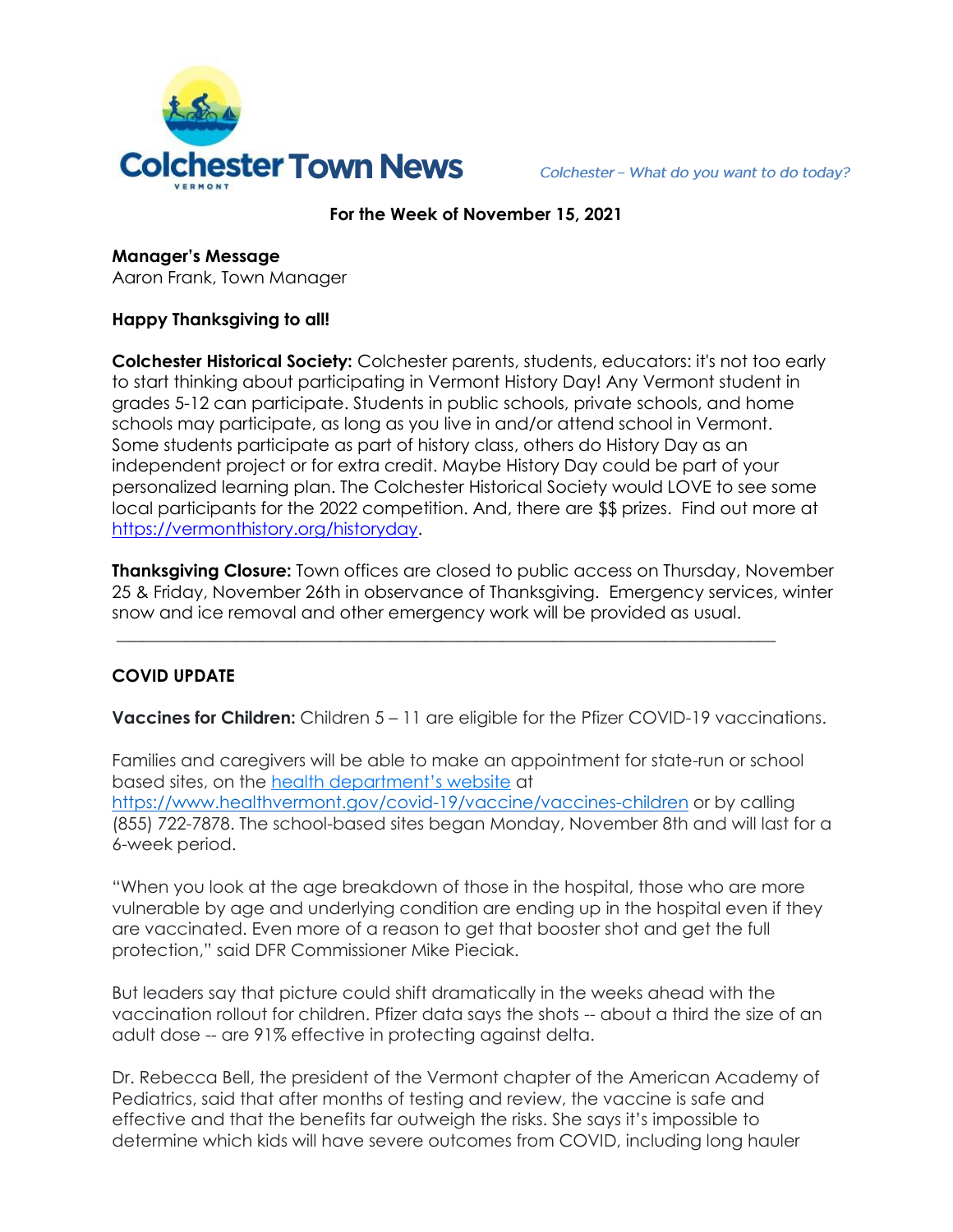# Colchester Town News

*Colchester – What do you want to do today?*

**For the Week of November 15, 2021**

**Manager's Message**
Aaron Frank, Town Manager

**Happy Thanksgiving to all!**

**Colchester Historical Society:** Colchester parents, students, educators: it's not too early to start thinking about participating in Vermont History Day! Any Vermont student in grades 5-12 can participate. Students in public schools, private schools, and home schools may participate, as long as you live in and/or attend school in Vermont. Some students participate as part of history class, others do History Day as an independent project or for extra credit. Maybe History Day could be part of your personalized learning plan. The Colchester Historical Society would LOVE to see some local participants for the 2022 competition. And, there are $$ prizes. Find out more at https://vermonthistory.org/historyday.

**Thanksgiving Closure:** Town offices are closed to public access on Thursday, November 25 & Friday, November 26th in observance of Thanksgiving. Emergency services, winter snow and ice removal and other emergency work will be provided as usual.

---

**COVID UPDATE**

**Vaccines for Children:** Children 5 – 11 are eligible for the Pfizer COVID-19 vaccinations.

Families and caregivers will be able to make an appointment for state-run or school based sites, on the health department's website at https://www.healthvermont.gov/covid-19/vaccine/vaccines-children or by calling (855) 722-7878. The school-based sites began Monday, November 8th and will last for a 6-week period.

"When you look at the age breakdown of those in the hospital, those who are more vulnerable by age and underlying condition are ending up in the hospital even if they are vaccinated. Even more of a reason to get that booster shot and get the full protection," said DFR Commissioner Mike Pieciak.

But leaders say that picture could shift dramatically in the weeks ahead with the vaccination rollout for children. Pfizer data says the shots -- about a third the size of an adult dose -- are 91% effective in protecting against delta.

Dr. Rebecca Bell, the president of the Vermont chapter of the American Academy of Pediatrics, said that after months of testing and review, the vaccine is safe and effective and that the benefits far outweigh the risks. She says it's impossible to determine which kids will have severe outcomes from COVID, including long hauler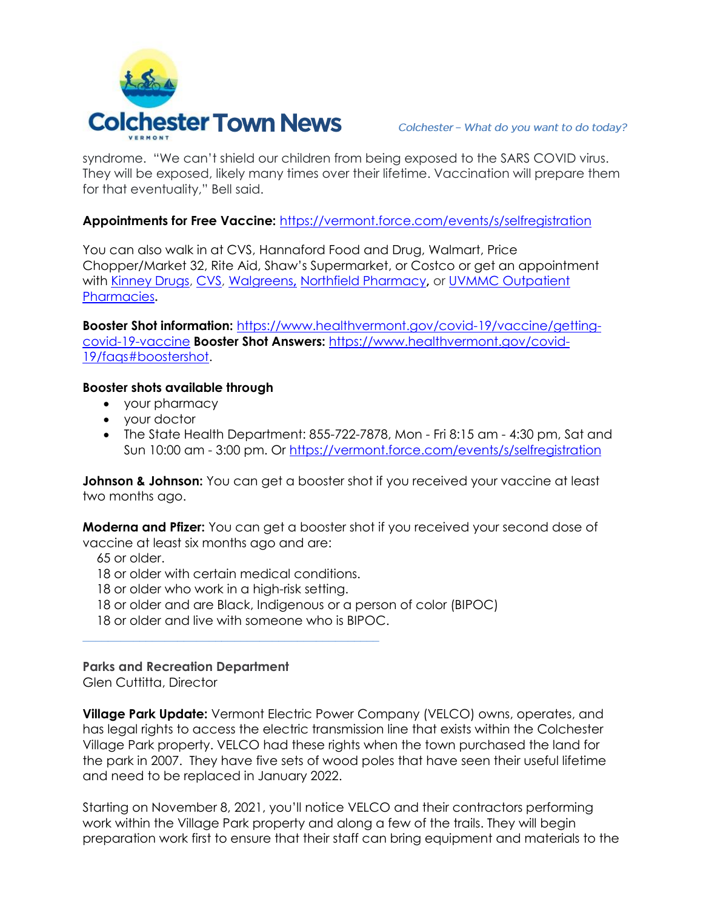syndrome. "We can't shield our children from being exposed to the SARS COVID virus. They will be exposed, likely many times over their lifetime. Vaccination will prepare them for that eventuality," Bell said.

**Appointments for Free Vaccine:** https://vermont.force.com/events/s/selfregistration

You can also walk in at CVS, Hannaford Food and Drug, Walmart, Price Chopper/Market 32, Rite Aid, Shaw's Supermarket, or Costco or get an appointment with Kinney Drugs, CVS, Walgreens, Northfield Pharmacy, or UVMMC Outpatient Pharmacies.

**Booster Shot information:** https://www.healthvermont.gov/covid-19/vaccine/getting-covid-19-vaccine **Booster Shot Answers:** https://www.healthvermont.gov/covid-19/faqs#boostershot.

**Booster shots available through**

- your pharmacy
- your doctor
- The State Health Department: 855-722-7878, Mon - Fri 8:15 am - 4:30 pm, Sat and Sun 10:00 am - 3:00 pm. Or https://vermont.force.com/events/s/selfregistration

**Johnson & Johnson:** You can get a booster shot if you received your vaccine at least two months ago.

**Moderna and Pfizer:** You can get a booster shot if you received your second dose of vaccine at least six months ago and are:

65 or older.
18 or older with certain medical conditions.
18 or older who work in a high-risk setting.
18 or older and are Black, Indigenous or a person of color (BIPOC)
18 or older and live with someone who is BIPOC.

---

**Parks and Recreation Department**
Glen Cuttitta, Director

**Village Park Update:** Vermont Electric Power Company (VELCO) owns, operates, and has legal rights to access the electric transmission line that exists within the Colchester Village Park property. VELCO had these rights when the town purchased the land for the park in 2007. They have five sets of wood poles that have seen their useful lifetime and need to be replaced in January 2022.

Starting on November 8, 2021, you'll notice VELCO and their contractors performing work within the Village Park property and along a few of the trails. They will begin preparation work first to ensure that their staff can bring equipment and materials to the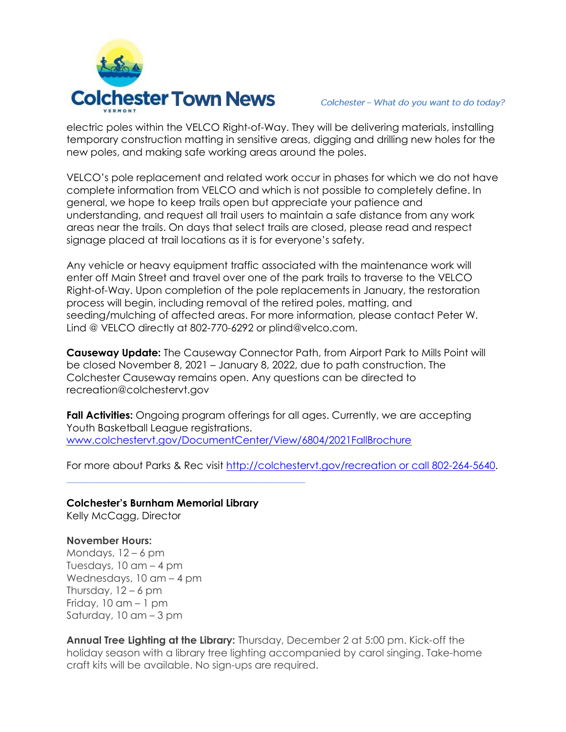electric poles within the VELCO Right-of-Way. They will be delivering materials, installing temporary construction matting in sensitive areas, digging and drilling new holes for the new poles, and making safe working areas around the poles.

VELCO's pole replacement and related work occur in phases for which we do not have complete information from VELCO and which is not possible to completely define. In general, we hope to keep trails open but appreciate your patience and understanding, and request all trail users to maintain a safe distance from any work areas near the trails. On days that select trails are closed, please read and respect signage placed at trail locations as it is for everyone's safety.

Any vehicle or heavy equipment traffic associated with the maintenance work will enter off Main Street and travel over one of the park trails to traverse to the VELCO Right-of-Way. Upon completion of the pole replacements in January, the restoration process will begin, including removal of the retired poles, matting, and seeding/mulching of affected areas. For more information, please contact Peter W. Lind @ VELCO directly at 802-770-6292 or plind@velco.com.

**Causeway Update:** The Causeway Connector Path, from Airport Park to Mills Point will be closed November 8, 2021 – January 8, 2022, due to path construction. The Colchester Causeway remains open. Any questions can be directed to recreation@colchestervt.gov

**Fall Activities:** Ongoing program offerings for all ages. Currently, we are accepting Youth Basketball League registrations. www.colchestervt.gov/DocumentCenter/View/6804/2021FallBrochure

For more about Parks & Rec visit http://colchestervt.gov/recreation or call 802-264-5640.

---

**Colchester's Burnham Memorial Library**
Kelly McCagg, Director

**November Hours:**
Mondays, 12 – 6 pm
Tuesdays, 10 am – 4 pm
Wednesdays, 10 am – 4 pm
Thursday, 12 – 6 pm
Friday, 10 am – 1 pm
Saturday, 10 am – 3 pm

**Annual Tree Lighting at the Library:** Thursday, December 2 at 5:00 pm. Kick-off the holiday season with a library tree lighting accompanied by carol singing. Take-home craft kits will be available. No sign-ups are required.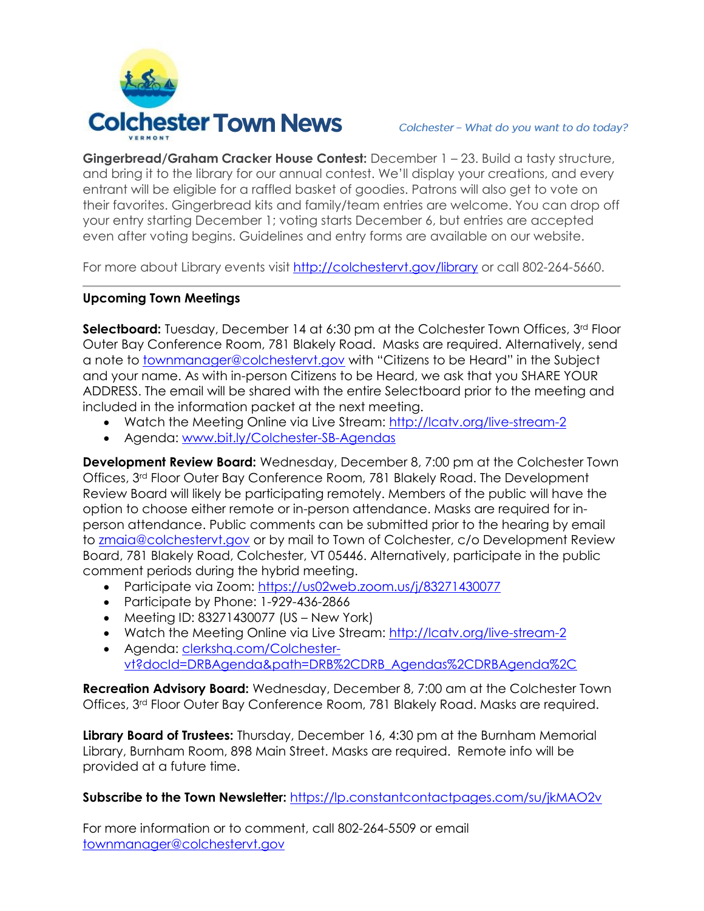**Gingerbread/Graham Cracker House Contest:** December 1 – 23. Build a tasty structure, and bring it to the library for our annual contest. We'll display your creations, and every entrant will be eligible for a raffled basket of goodies. Patrons will also get to vote on their favorites. Gingerbread kits and family/team entries are welcome. You can drop off your entry starting December 1; voting starts December 6, but entries are accepted even after voting begins. Guidelines and entry forms are available on our website.

For more about Library events visit http://colchestervt.gov/library or call 802-264-5660.

---

**Upcoming Town Meetings**

**Selectboard:** Tuesday, December 14 at 6:30 pm at the Colchester Town Offices, 3rd Floor Outer Bay Conference Room, 781 Blakely Road. Masks are required. Alternatively, send a note to townmanager@colchestervt.gov with "Citizens to be Heard" in the Subject and your name. As with in-person Citizens to be Heard, we ask that you SHARE YOUR ADDRESS. The email will be shared with the entire Selectboard prior to the meeting and included in the information packet at the next meeting.

- Watch the Meeting Online via Live Stream: http://lcatv.org/live-stream-2
- Agenda: www.bit.ly/Colchester-SB-Agendas

**Development Review Board:** Wednesday, December 8, 7:00 pm at the Colchester Town Offices, 3rd Floor Outer Bay Conference Room, 781 Blakely Road. The Development Review Board will likely be participating remotely. Members of the public will have the option to choose either remote or in-person attendance. Masks are required for in-person attendance. Public comments can be submitted prior to the hearing by email to zmaia@colchestervt.gov or by mail to Town of Colchester, c/o Development Review Board, 781 Blakely Road, Colchester, VT 05446. Alternatively, participate in the public comment periods during the hybrid meeting.

- Participate via Zoom: https://us02web.zoom.us/j/83271430077
- Participate by Phone: 1-929-436-2866
- Meeting ID: 83271430077 (US – New York)
- Watch the Meeting Online via Live Stream: http://lcatv.org/live-stream-2
- Agenda: clerkshq.com/Colchester-vt?docId=DRBAgenda&path=DRB%2CDRB_Agendas%2CDRBAgenda%2C

**Recreation Advisory Board:** Wednesday, December 8, 7:00 am at the Colchester Town Offices, 3rd Floor Outer Bay Conference Room, 781 Blakely Road. Masks are required.

**Library Board of Trustees:** Thursday, December 16, 4:30 pm at the Burnham Memorial Library, Burnham Room, 898 Main Street. Masks are required. Remote info will be provided at a future time.

**Subscribe to the Town Newsletter:** https://lp.constantcontactpages.com/su/jkMAO2v

For more information or to comment, call 802-264-5509 or email townmanager@colchestervt.gov